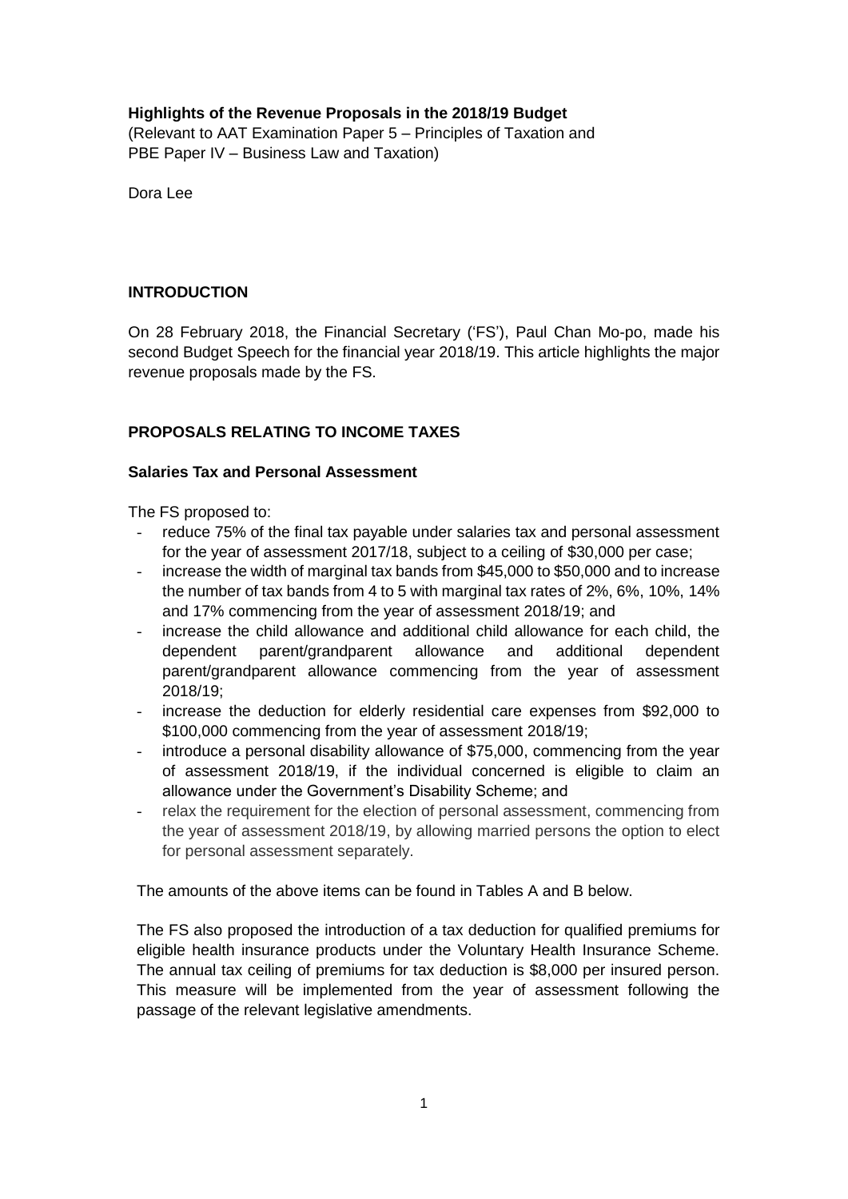**Highlights of the Revenue Proposals in the 2018/19 Budget**

(Relevant to AAT Examination Paper 5 – Principles of Taxation and PBE Paper IV – Business Law and Taxation)

Dora Lee

## INTRODUCTION

On 28 February 2018, the Financial Secretary ('FS'), Paul Chan Mo-po, made his second Budget Speech for the financial year 2018/19. This article highlights the major revenue proposals made by the FS.

## PROPOSALS RELATING TO INCOME TAXES

### Salaries Tax and Personal Assessment

The FS proposed to:

- reduce 75% of the final tax payable under salaries tax and personal assessment for the year of assessment 2017/18, subject to a ceiling of $30,000 per case;
- increase the width of marginal tax bands from $45,000 to $50,000 and to increase the number of tax bands from 4 to 5 with marginal tax rates of 2%, 6%, 10%, 14% and 17% commencing from the year of assessment 2018/19; and
- increase the child allowance and additional child allowance for each child, the dependent parent/grandparent allowance and additional dependent parent/grandparent allowance commencing from the year of assessment 2018/19;
- increase the deduction for elderly residential care expenses from $92,000 to $100,000 commencing from the year of assessment 2018/19;
- introduce a personal disability allowance of $75,000, commencing from the year of assessment 2018/19, if the individual concerned is eligible to claim an allowance under the Government's Disability Scheme; and
- relax the requirement for the election of personal assessment, commencing from the year of assessment 2018/19, by allowing married persons the option to elect for personal assessment separately.

The amounts of the above items can be found in Tables A and B below.

The FS also proposed the introduction of a tax deduction for qualified premiums for eligible health insurance products under the Voluntary Health Insurance Scheme. The annual tax ceiling of premiums for tax deduction is $8,000 per insured person. This measure will be implemented from the year of assessment following the passage of the relevant legislative amendments.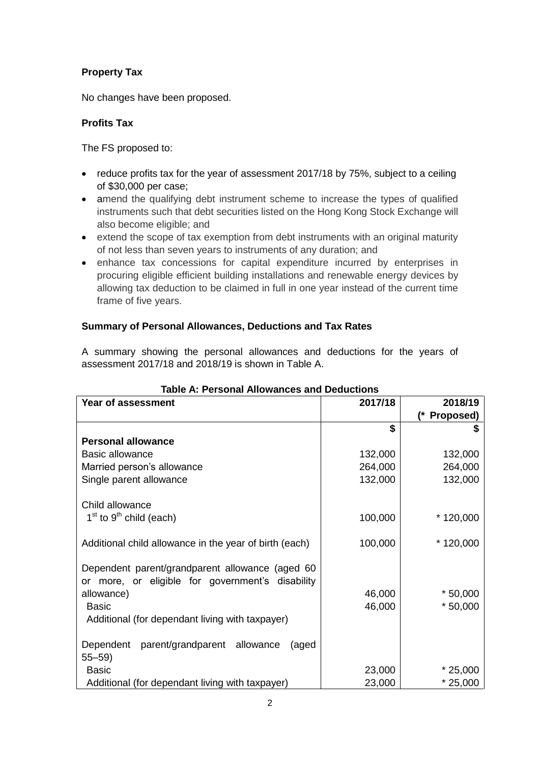**Property Tax**

No changes have been proposed.

**Profits Tax**

The FS proposed to:

- reduce profits tax for the year of assessment 2017/18 by 75%, subject to a ceiling of $30,000 per case;
- amend the qualifying debt instrument scheme to increase the types of qualified instruments such that debt securities listed on the Hong Kong Stock Exchange will also become eligible; and
- extend the scope of tax exemption from debt instruments with an original maturity of not less than seven years to instruments of any duration; and
- enhance tax concessions for capital expenditure incurred by enterprises in procuring eligible efficient building installations and renewable energy devices by allowing tax deduction to be claimed in full in one year instead of the current time frame of five years.

**Summary of Personal Allowances, Deductions and Tax Rates**

A summary showing the personal allowances and deductions for the years of assessment 2017/18 and 2018/19 is shown in Table A.

**Table A: Personal Allowances and Deductions**

| Year of assessment | 2017/18 | 2018/19 (* Proposed) |
|---|---|---|
| | $ | $ |
| **Personal allowance** | | |
| Basic allowance | 132,000 | 132,000 |
| Married person's allowance | 264,000 | 264,000 |
| Single parent allowance | 132,000 | 132,000 |
| | | |
| Child allowance | | |
| $1^{st}$ to $9^{th}$ child (each) | 100,000 | * 120,000 |
| | | |
| Additional child allowance in the year of birth (each) | 100,000 | * 120,000 |
| | | |
| Dependent parent/grandparent allowance (aged 60 or more, or eligible for government's disability allowance) | 46,000 | * 50,000 |
| Basic | 46,000 | * 50,000 |
| Additional (for dependant living with taxpayer) | | |
| | | |
| Dependent parent/grandparent allowance (aged 55–59) | | |
| Basic | 23,000 | * 25,000 |
| Additional (for dependant living with taxpayer) | 23,000 | * 25,000 |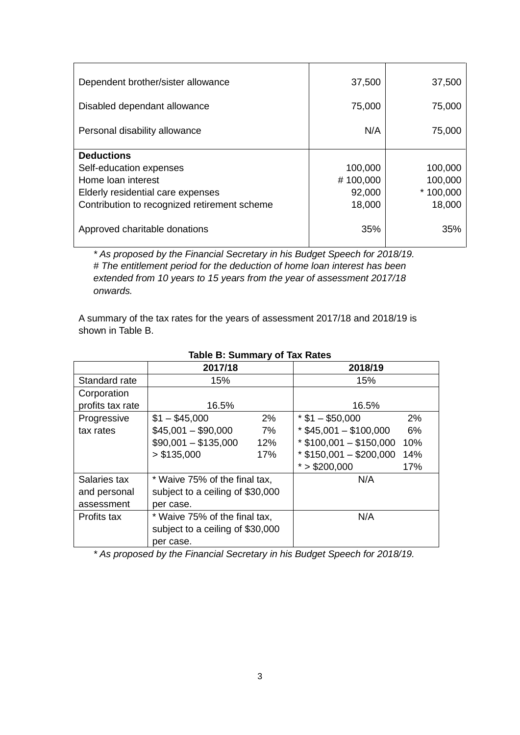| | | |
|---|---:|---:|
| Dependent brother/sister allowance | 37,500 | 37,500 |
| Disabled dependant allowance | 75,000 | 75,000 |
| Personal disability allowance | N/A | 75,000 |
| **Deductions** | | |
| Self-education expenses | 100,000 | 100,000 |
| Home loan interest | # 100,000 | 100,000 |
| Elderly residential care expenses | 92,000 | * 100,000 |
| Contribution to recognized retirement scheme | 18,000 | 18,000 |
| Approved charitable donations | 35% | 35% |

*\* As proposed by the Financial Secretary in his Budget Speech for 2018/19.*
*# The entitlement period for the deduction of home loan interest has been extended from 10 years to 15 years from the year of assessment 2017/18 onwards.*

A summary of the tax rates for the years of assessment 2017/18 and 2018/19 is shown in Table B.

**Table B: Summary of Tax Rates**

| | 2017/18 | | 2018/19 | |
|---|---|---|---|---|
| Standard rate | 15% | | 15% | |
| Corporation profits tax rate | 16.5% | | 16.5% | |
| Progressive tax rates | $1 – $45,000 | 2% | * $1 – $50,000 | 2% |
| | $45,001 – $90,000 | 7% | * $45,001 – $100,000 | 6% |
| | $90,001 – $135,000 | 12% | * $100,001 – $150,000 | 10% |
| | > $135,000 | 17% | * $150,001 – $200,000 | 14% |
| | | | * > $200,000 | 17% |
| Salaries tax and personal assessment | * Waive 75% of the final tax, subject to a ceiling of $30,000 per case. | | N/A | |
| Profits tax | * Waive 75% of the final tax, subject to a ceiling of $30,000 per case. | | N/A | |

*\* As proposed by the Financial Secretary in his Budget Speech for 2018/19.*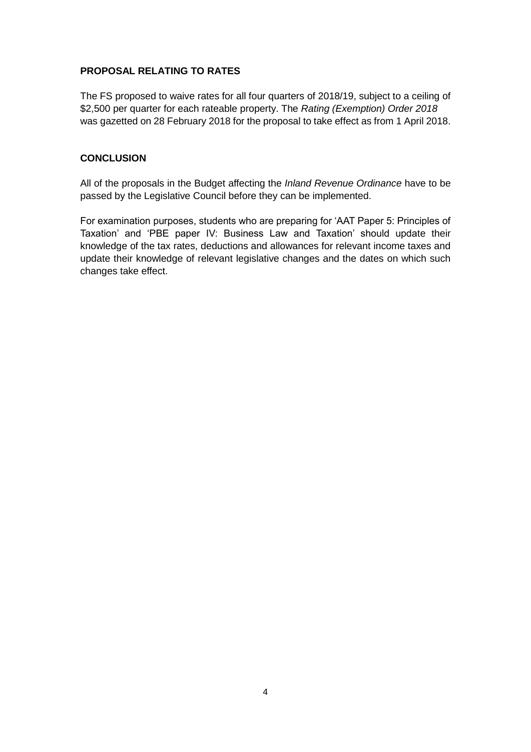## PROPOSAL RELATING TO RATES

The FS proposed to waive rates for all four quarters of 2018/19, subject to a ceiling of $2,500 per quarter for each rateable property. The *Rating (Exemption) Order 2018* was gazetted on 28 February 2018 for the proposal to take effect as from 1 April 2018.

## CONCLUSION

All of the proposals in the Budget affecting the *Inland Revenue Ordinance* have to be passed by the Legislative Council before they can be implemented.

For examination purposes, students who are preparing for 'AAT Paper 5: Principles of Taxation' and 'PBE paper IV: Business Law and Taxation' should update their knowledge of the tax rates, deductions and allowances for relevant income taxes and update their knowledge of relevant legislative changes and the dates on which such changes take effect.